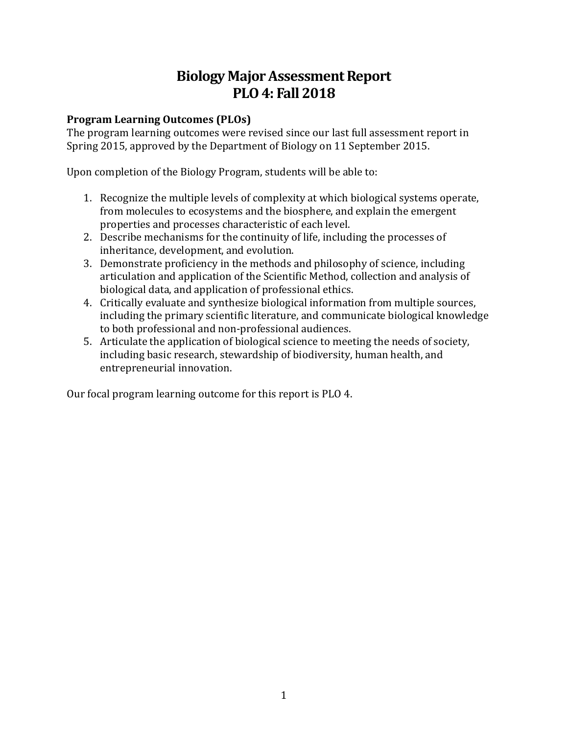# Biology Major Assessment Report
# PLO 4: Fall 2018

**Program Learning Outcomes (PLOs)**

The program learning outcomes were revised since our last full assessment report in Spring 2015, approved by the Department of Biology on 11 September 2015.

Upon completion of the Biology Program, students will be able to:

1. Recognize the multiple levels of complexity at which biological systems operate, from molecules to ecosystems and the biosphere, and explain the emergent properties and processes characteristic of each level.
2. Describe mechanisms for the continuity of life, including the processes of inheritance, development, and evolution.
3. Demonstrate proficiency in the methods and philosophy of science, including articulation and application of the Scientific Method, collection and analysis of biological data, and application of professional ethics.
4. Critically evaluate and synthesize biological information from multiple sources, including the primary scientific literature, and communicate biological knowledge to both professional and non-professional audiences.
5. Articulate the application of biological science to meeting the needs of society, including basic research, stewardship of biodiversity, human health, and entrepreneurial innovation.

Our focal program learning outcome for this report is PLO 4.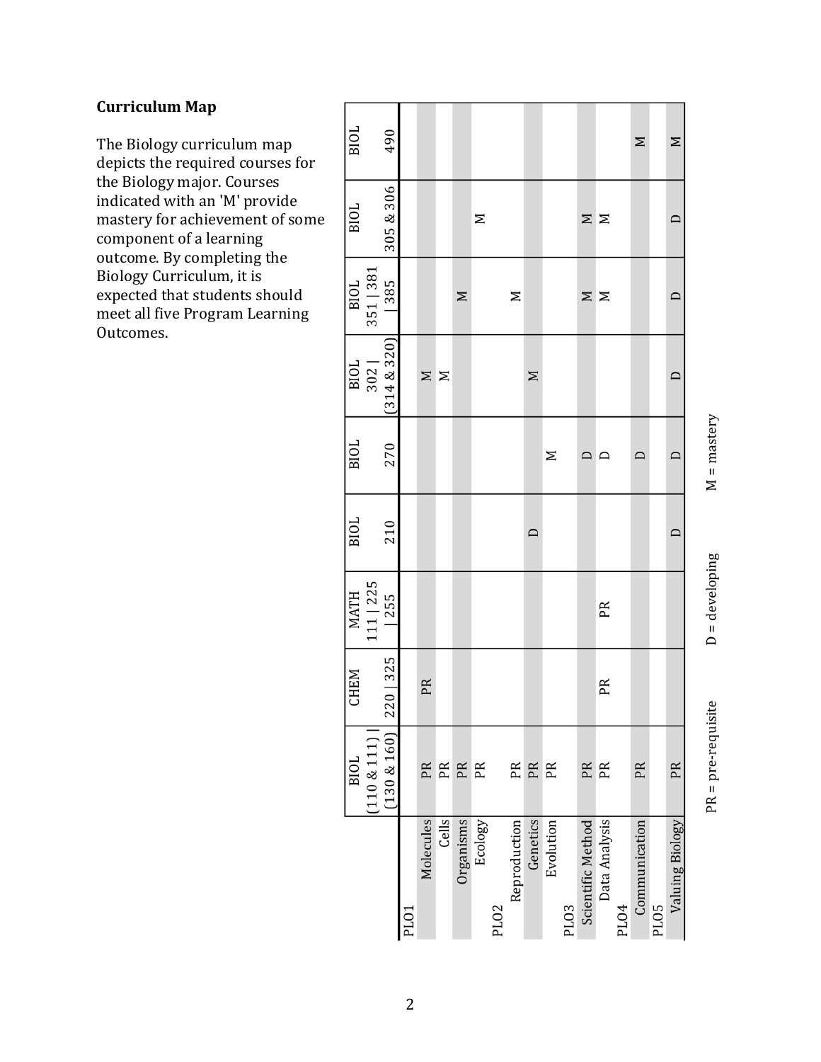## Curriculum Map

The Biology curriculum map depicts the required courses for the Biology major. Courses indicated with an 'M' provide mastery for achievement of some component of a learning outcome. By completing the Biology Curriculum, it is expected that students should meet all five Program Learning Outcomes.

| | BIOL (110 & 111) \| (130 & 160) | CHEM 220 \| 325 | MATH 111 \| 225 \| 255 | BIOL 210 | BIOL 270 | BIOL 302 \| (314 & 320) | BIOL 351 \| 381 \| 385 | BIOL 305 & 306 | BIOL 490 |
|---|---|---|---|---|---|---|---|---|---|
| PLO1 | | | | | | | | | |
| Molecules | PR | PR | | | | M | | | |
| Cells | PR | | | | | M | | | |
| Organisms | PR | | | | | | M | | |
| Ecology | PR | | | | | | | M | |
| PLO2 | | | | | | | | | |
| Reproduction | PR | | | | | | M | | |
| Genetics | PR | | | D | | M | | | |
| Evolution | PR | | | | M | | | | |
| PLO3 | | | | | | | | | |
| Scientific Method | PR | | | | D | | M | M | |
| Data Analysis | PR | PR | PR | | D | | M | M | |
| PLO4 | | | | | | | | | |
| Communication | PR | | | | D | | | | M |
| PLO5 | | | | | | | | | |
| Valuing Biology | PR | | | D | D | D | D | D | M |

PR = pre-requisite D = developing M = mastery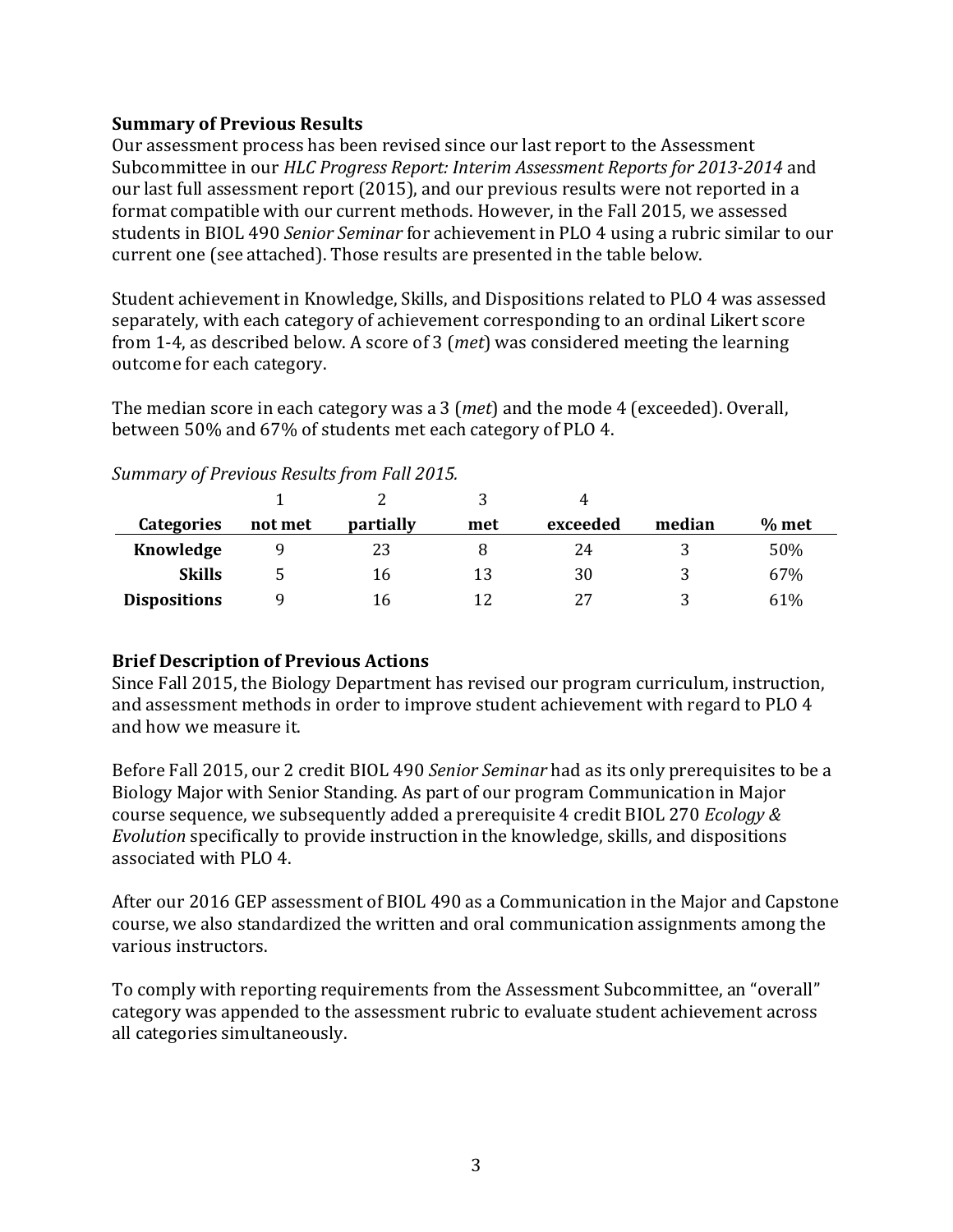**Summary of Previous Results**

Our assessment process has been revised since our last report to the Assessment Subcommittee in our *HLC Progress Report: Interim Assessment Reports for 2013-2014* and our last full assessment report (2015), and our previous results were not reported in a format compatible with our current methods. However, in the Fall 2015, we assessed students in BIOL 490 *Senior Seminar* for achievement in PLO 4 using a rubric similar to our current one (see attached). Those results are presented in the table below.

Student achievement in Knowledge, Skills, and Dispositions related to PLO 4 was assessed separately, with each category of achievement corresponding to an ordinal Likert score from 1-4, as described below. A score of 3 (*met*) was considered meeting the learning outcome for each category.

The median score in each category was a 3 (*met*) and the mode 4 (exceeded). Overall, between 50% and 67% of students met each category of PLO 4.

*Summary of Previous Results from Fall 2015.*

| Categories | 1<br>not met | 2<br>partially | 3<br>met | 4<br>exceeded | median | % met |
|---|---|---|---|---|---|---|
| **Knowledge** | 9 | 23 | 8 | 24 | 3 | 50% |
| **Skills** | 5 | 16 | 13 | 30 | 3 | 67% |
| **Dispositions** | 9 | 16 | 12 | 27 | 3 | 61% |

**Brief Description of Previous Actions**

Since Fall 2015, the Biology Department has revised our program curriculum, instruction, and assessment methods in order to improve student achievement with regard to PLO 4 and how we measure it.

Before Fall 2015, our 2 credit BIOL 490 *Senior Seminar* had as its only prerequisites to be a Biology Major with Senior Standing. As part of our program Communication in Major course sequence, we subsequently added a prerequisite 4 credit BIOL 270 *Ecology & Evolution* specifically to provide instruction in the knowledge, skills, and dispositions associated with PLO 4.

After our 2016 GEP assessment of BIOL 490 as a Communication in the Major and Capstone course, we also standardized the written and oral communication assignments among the various instructors.

To comply with reporting requirements from the Assessment Subcommittee, an "overall" category was appended to the assessment rubric to evaluate student achievement across all categories simultaneously.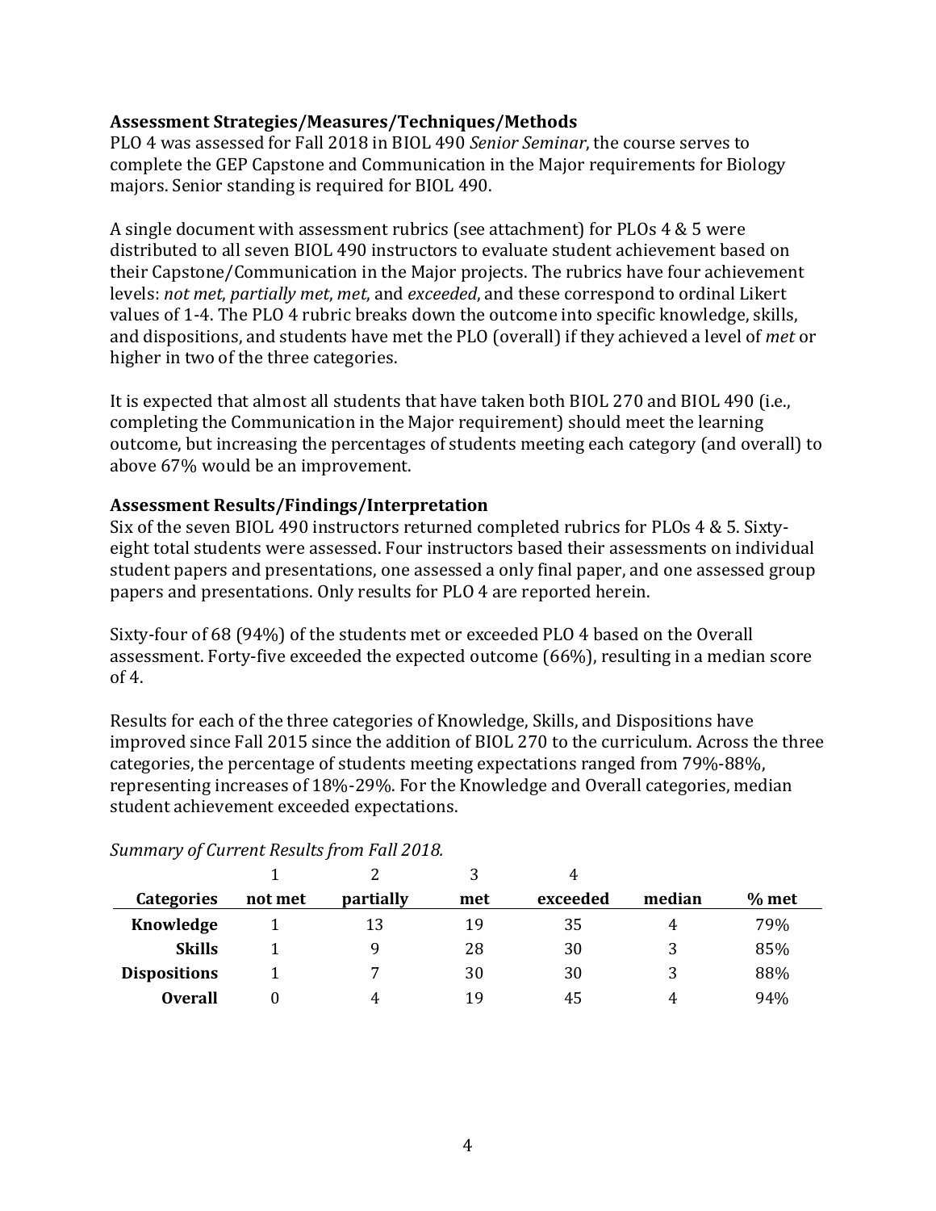**Assessment Strategies/Measures/Techniques/Methods**

PLO 4 was assessed for Fall 2018 in BIOL 490 *Senior Seminar*, the course serves to complete the GEP Capstone and Communication in the Major requirements for Biology majors. Senior standing is required for BIOL 490.

A single document with assessment rubrics (see attachment) for PLOs 4 & 5 were distributed to all seven BIOL 490 instructors to evaluate student achievement based on their Capstone/Communication in the Major projects. The rubrics have four achievement levels: *not met*, *partially met*, *met*, and *exceeded*, and these correspond to ordinal Likert values of 1-4. The PLO 4 rubric breaks down the outcome into specific knowledge, skills, and dispositions, and students have met the PLO (overall) if they achieved a level of *met* or higher in two of the three categories.

It is expected that almost all students that have taken both BIOL 270 and BIOL 490 (i.e., completing the Communication in the Major requirement) should meet the learning outcome, but increasing the percentages of students meeting each category (and overall) to above 67% would be an improvement.

**Assessment Results/Findings/Interpretation**

Six of the seven BIOL 490 instructors returned completed rubrics for PLOs 4 & 5. Sixty-eight total students were assessed. Four instructors based their assessments on individual student papers and presentations, one assessed a only final paper, and one assessed group papers and presentations. Only results for PLO 4 are reported herein.

Sixty-four of 68 (94%) of the students met or exceeded PLO 4 based on the Overall assessment. Forty-five exceeded the expected outcome (66%), resulting in a median score of 4.

Results for each of the three categories of Knowledge, Skills, and Dispositions have improved since Fall 2015 since the addition of BIOL 270 to the curriculum. Across the three categories, the percentage of students meeting expectations ranged from 79%-88%, representing increases of 18%-29%. For the Knowledge and Overall categories, median student achievement exceeded expectations.

*Summary of Current Results from Fall 2018.*

| | 1 | 2 | 3 | 4 | | |
|---|---|---|---|---|---|---|
| **Categories** | **not met** | **partially** | **met** | **exceeded** | **median** | **% met** |
| **Knowledge** | 1 | 13 | 19 | 35 | 4 | 79% |
| **Skills** | 1 | 9 | 28 | 30 | 3 | 85% |
| **Dispositions** | 1 | 7 | 30 | 30 | 3 | 88% |
| **Overall** | 0 | 4 | 19 | 45 | 4 | 94% |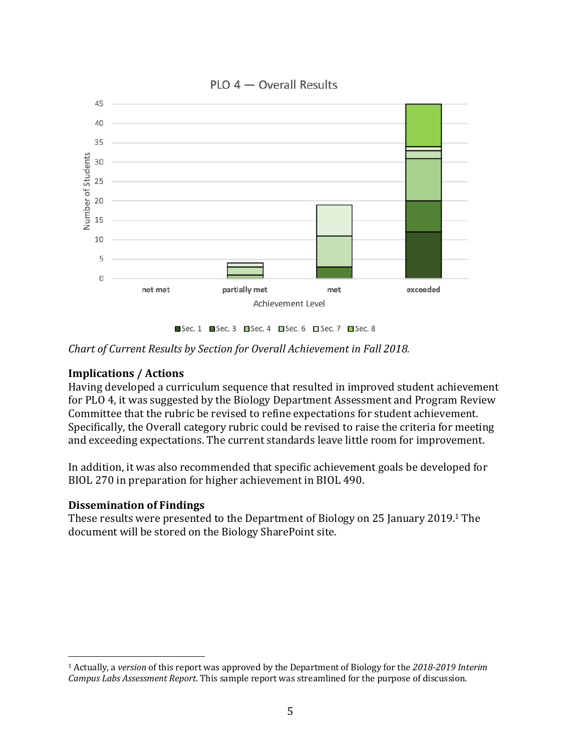*Chart of Current Results by Section for Overall Achievement in Fall 2018.*

### Implications / Actions

Having developed a curriculum sequence that resulted in improved student achievement for PLO 4, it was suggested by the Biology Department Assessment and Program Review Committee that the rubric be revised to refine expectations for student achievement. Specifically, the Overall category rubric could be revised to raise the criteria for meeting and exceeding expectations. The current standards leave little room for improvement.

In addition, it was also recommended that specific achievement goals be developed for BIOL 270 in preparation for higher achievement in BIOL 490.

### Dissemination of Findings

These results were presented to the Department of Biology on 25 January 2019.[1] The document will be stored on the Biology SharePoint site.

---

[1] Actually, a *version* of this report was approved by the Department of Biology for the *2018-2019 Interim Campus Labs Assessment Report*. This sample report was streamlined for the purpose of discussion.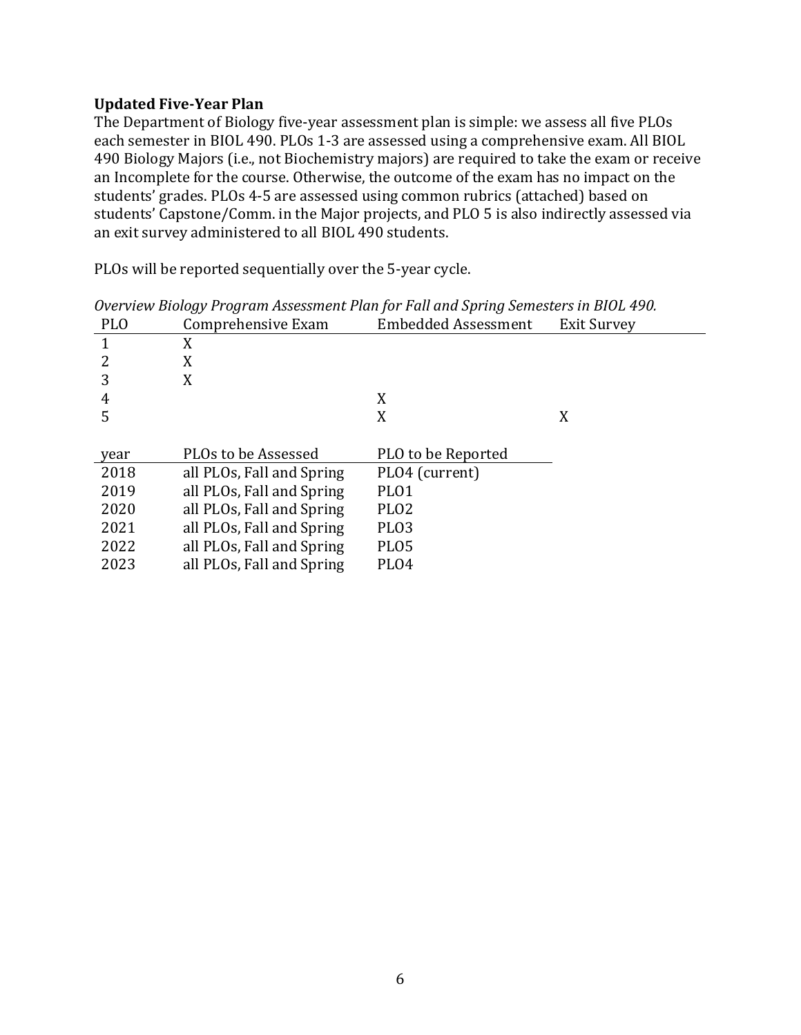**Updated Five-Year Plan**

The Department of Biology five-year assessment plan is simple: we assess all five PLOs each semester in BIOL 490. PLOs 1-3 are assessed using a comprehensive exam. All BIOL 490 Biology Majors (i.e., not Biochemistry majors) are required to take the exam or receive an Incomplete for the course. Otherwise, the outcome of the exam has no impact on the students' grades. PLOs 4-5 are assessed using common rubrics (attached) based on students' Capstone/Comm. in the Major projects, and PLO 5 is also indirectly assessed via an exit survey administered to all BIOL 490 students.

PLOs will be reported sequentially over the 5-year cycle.

*Overview Biology Program Assessment Plan for Fall and Spring Semesters in BIOL 490.*

| PLO | Comprehensive Exam | Embedded Assessment | Exit Survey |
|---|---|---|---|
| 1 | X | | |
| 2 | X | | |
| 3 | X | | |
| 4 | | X | |
| 5 | | X | X |

| year | PLOs to be Assessed | PLO to be Reported |
|---|---|---|
| 2018 | all PLOs, Fall and Spring | PLO4 (current) |
| 2019 | all PLOs, Fall and Spring | PLO1 |
| 2020 | all PLOs, Fall and Spring | PLO2 |
| 2021 | all PLOs, Fall and Spring | PLO3 |
| 2022 | all PLOs, Fall and Spring | PLO5 |
| 2023 | all PLOs, Fall and Spring | PLO4 |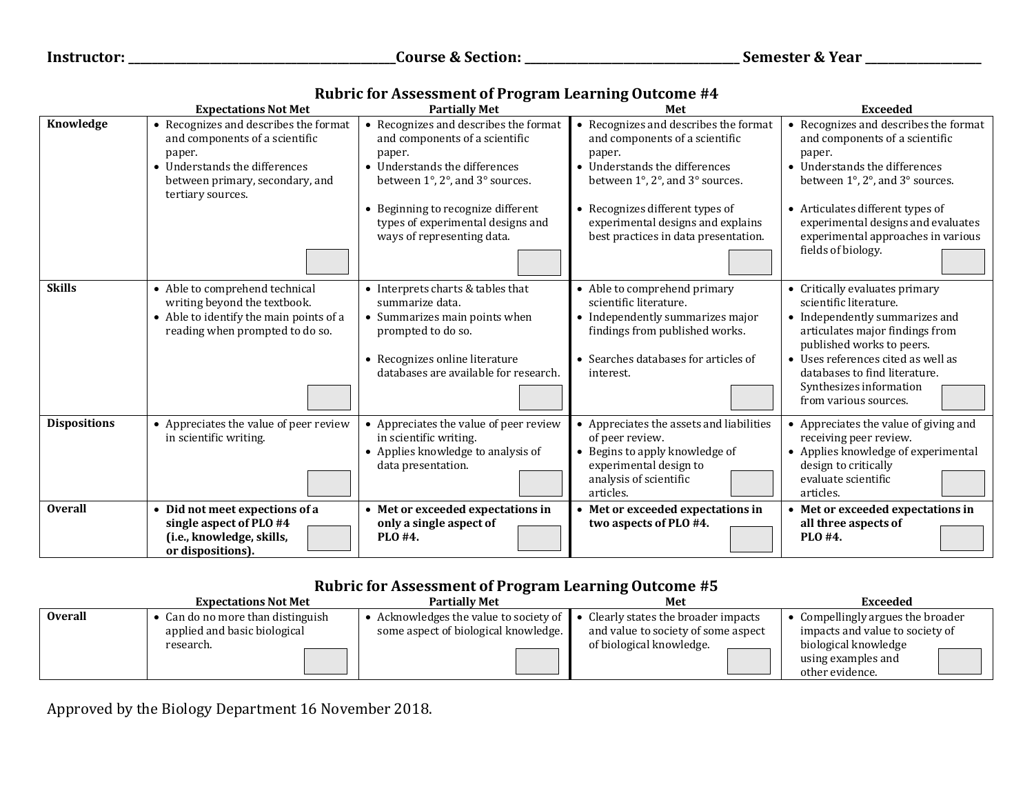Instructor: ________________________________________Course & Section: ________________________________ Semester & Year ________________

## Rubric for Assessment of Program Learning Outcome #4

| | Expectations Not Met | Partially Met | Met | Exceeded |
|---|---|---|---|---|
| **Knowledge** | • Recognizes and describes the format and components of a scientific paper.<br>• Understands the differences between primary, secondary, and tertiary sources. | • Recognizes and describes the format and components of a scientific paper.<br>• Understands the differences between 1°, 2°, and 3° sources.<br><br>• Beginning to recognize different types of experimental designs and ways of representing data. | • Recognizes and describes the format and components of a scientific paper.<br>• Understands the differences between 1°, 2°, and 3° sources.<br><br>• Recognizes different types of experimental designs and explains best practices in data presentation. | • Recognizes and describes the format and components of a scientific paper.<br>• Understands the differences between 1°, 2°, and 3° sources.<br><br>• Articulates different types of experimental designs and evaluates experimental approaches in various fields of biology. |
| **Skills** | • Able to comprehend technical writing beyond the textbook.<br>• Able to identify the main points of a reading when prompted to do so. | • Interprets charts & tables that summarize data.<br>• Summarizes main points when prompted to do so.<br><br>• Recognizes online literature databases are available for research. | • Able to comprehend primary scientific literature.<br>• Independently summarizes major findings from published works.<br><br>• Searches databases for articles of interest. | • Critically evaluates primary scientific literature.<br>• Independently summarizes and articulates major findings from published works to peers.<br>• Uses references cited as well as databases to find literature. Synthesizes information from various sources. |
| **Dispositions** | • Appreciates the value of peer review in scientific writing. | • Appreciates the value of peer review in scientific writing.<br>• Applies knowledge to analysis of data presentation. | • Appreciates the assets and liabilities of peer review.<br>• Begins to apply knowledge of experimental design to analysis of scientific articles. | • Appreciates the value of giving and receiving peer review.<br>• Applies knowledge of experimental design to critically evaluate scientific articles. |
| **Overall** | • **Did not meet expections of a single aspect of PLO #4 (i.e., knowledge, skills, or dispositions).** | • **Met or exceeded expectations in only a single aspect of PLO #4.** | • **Met or exceeded expectations in two aspects of PLO #4.** | • **Met or exceeded expectations in all three aspects of PLO #4.** |

## Rubric for Assessment of Program Learning Outcome #5

| | Expectations Not Met | Partially Met | Met | Exceeded |
|---|---|---|---|---|
| **Overall** | • Can do no more than distinguish applied and basic biological research. | • Acknowledges the value to society of some aspect of biological knowledge. | • Clearly states the broader impacts and value to society of some aspect of biological knowledge. | • Compellingly argues the broader impacts and value to society of biological knowledge using examples and other evidence. |

Approved by the Biology Department 16 November 2018.